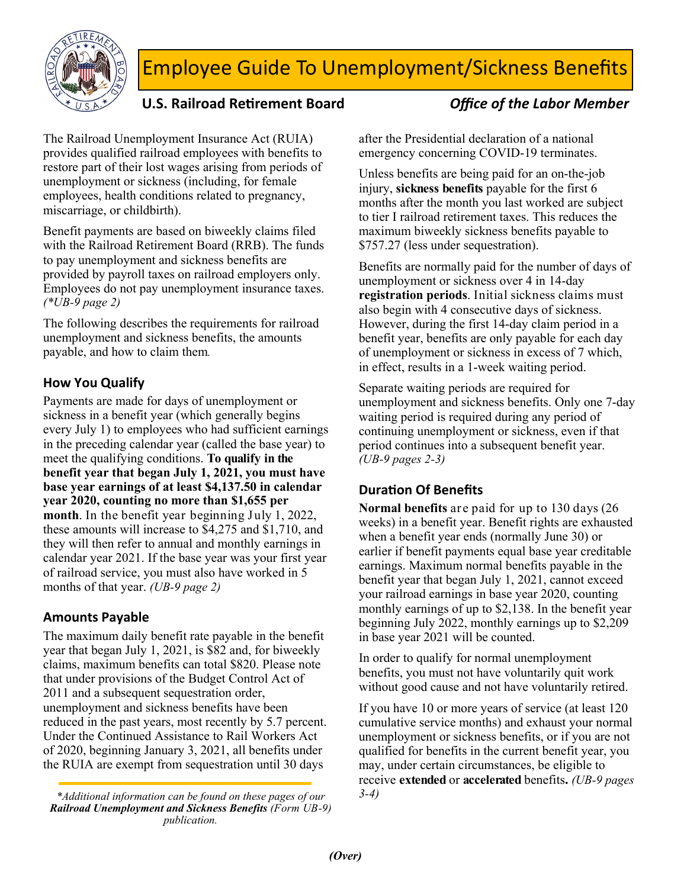# Employee Guide To Unemployment/Sickness Benefits

**U.S. Railroad Retirement Board** *Office of the Labor Member*

The Railroad Unemployment Insurance Act (RUIA) provides qualified railroad employees with benefits to restore part of their lost wages arising from periods of unemployment or sickness (including, for female employees, health conditions related to pregnancy, miscarriage, or childbirth).

Benefit payments are based on biweekly claims filed with the Railroad Retirement Board (RRB). The funds to pay unemployment and sickness benefits are provided by payroll taxes on railroad employers only. Employees do not pay unemployment insurance taxes. *(*UB-9 page 2)*

The following describes the requirements for railroad unemployment and sickness benefits, the amounts payable, and how to claim them.

## How You Qualify

Payments are made for days of unemployment or sickness in a benefit year (which generally begins every July 1) to employees who had sufficient earnings in the preceding calendar year (called the base year) to meet the qualifying conditions. **To qualify in the benefit year that began July 1, 2021, you must have base year earnings of at least $4,137.50 in calendar year 2020, counting no more than $1,655 per month**. In the benefit year beginning July 1, 2022, these amounts will increase to $4,275 and $1,710, and they will then refer to annual and monthly earnings in calendar year 2021. If the base year was your first year of railroad service, you must also have worked in 5 months of that year. *(UB-9 page 2)*

## Amounts Payable

The maximum daily benefit rate payable in the benefit year that began July 1, 2021, is $82 and, for biweekly claims, maximum benefits can total $820. Please note that under provisions of the Budget Control Act of 2011 and a subsequent sequestration order, unemployment and sickness benefits have been reduced in the past years, most recently by 5.7 percent. Under the Continued Assistance to Rail Workers Act of 2020, beginning January 3, 2021, all benefits under the RUIA are exempt from sequestration until 30 days after the Presidential declaration of a national emergency concerning COVID-19 terminates.

Unless benefits are being paid for an on-the-job injury, **sickness benefits** payable for the first 6 months after the month you last worked are subject to tier I railroad retirement taxes. This reduces the maximum biweekly sickness benefits payable to $757.27 (less under sequestration).

Benefits are normally paid for the number of days of unemployment or sickness over 4 in 14-day **registration periods**. Initial sickness claims must also begin with 4 consecutive days of sickness. However, during the first 14-day claim period in a benefit year, benefits are only payable for each day of unemployment or sickness in excess of 7 which, in effect, results in a 1-week waiting period.

Separate waiting periods are required for unemployment and sickness benefits. Only one 7-day waiting period is required during any period of continuing unemployment or sickness, even if that period continues into a subsequent benefit year. *(UB-9 pages 2-3)*

## Duration Of Benefits

**Normal benefits** are paid for up to 130 days (26 weeks) in a benefit year. Benefit rights are exhausted when a benefit year ends (normally June 30) or earlier if benefit payments equal base year creditable earnings. Maximum normal benefits payable in the benefit year that began July 1, 2021, cannot exceed your railroad earnings in base year 2020, counting monthly earnings of up to $2,138. In the benefit year beginning July 2022, monthly earnings up to $2,209 in base year 2021 will be counted.

In order to qualify for normal unemployment benefits, you must not have voluntarily quit work without good cause and not have voluntarily retired.

If you have 10 or more years of service (at least 120 cumulative service months) and exhaust your normal unemployment or sickness benefits, or if you are not qualified for benefits in the current benefit year, you may, under certain circumstances, be eligible to receive **extended** or **accelerated** benefits**.** *(UB-9 pages 3-4)*

*\*Additional information can be found on these pages of our **Railroad Unemployment and Sickness Benefits** (Form UB-9) publication.*

***(Over)***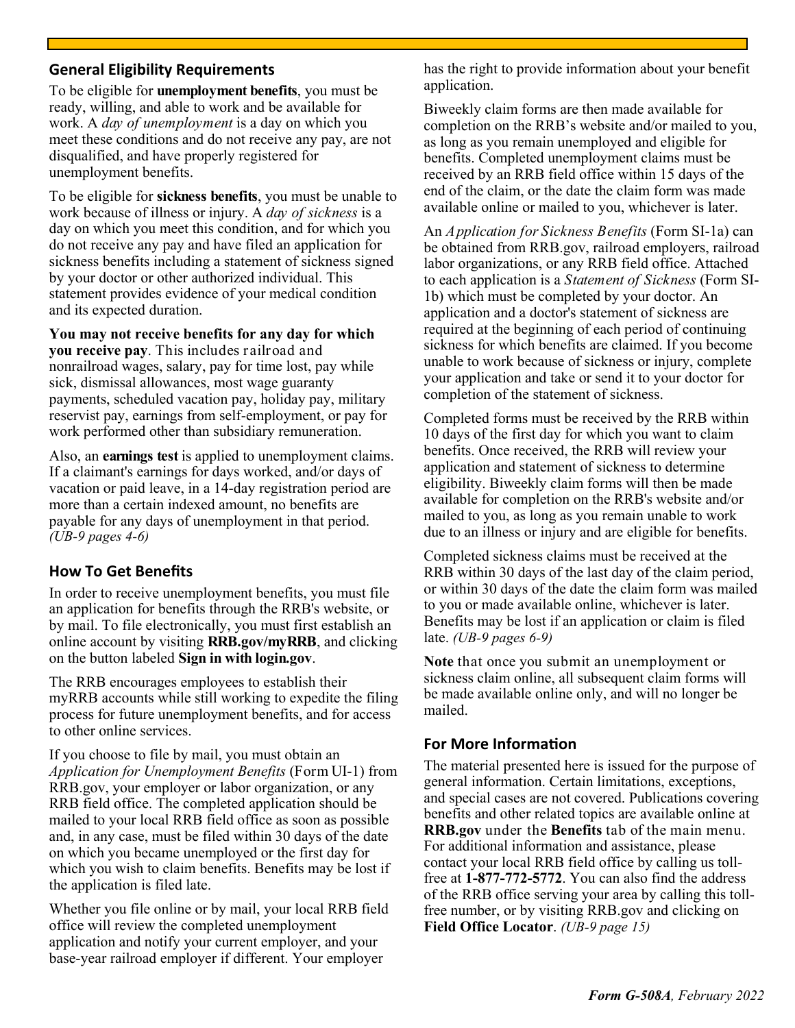## General Eligibility Requirements

To be eligible for **unemployment benefits**, you must be ready, willing, and able to work and be available for work. A *day of unemployment* is a day on which you meet these conditions and do not receive any pay, are not disqualified, and have properly registered for unemployment benefits.

To be eligible for **sickness benefits**, you must be unable to work because of illness or injury. A *day of sickness* is a day on which you meet this condition, and for which you do not receive any pay and have filed an application for sickness benefits including a statement of sickness signed by your doctor or other authorized individual. This statement provides evidence of your medical condition and its expected duration.

**You may not receive benefits for any day for which you receive pay**. This includes railroad and nonrailroad wages, salary, pay for time lost, pay while sick, dismissal allowances, most wage guaranty payments, scheduled vacation pay, holiday pay, military reservist pay, earnings from self-employment, or pay for work performed other than subsidiary remuneration.

Also, an **earnings test** is applied to unemployment claims. If a claimant's earnings for days worked, and/or days of vacation or paid leave, in a 14-day registration period are more than a certain indexed amount, no benefits are payable for any days of unemployment in that period. *(UB-9 pages 4-6)*

## How To Get Benefits

In order to receive unemployment benefits, you must file an application for benefits through the RRB's website, or by mail. To file electronically, you must first establish an online account by visiting **RRB.gov/myRRB**, and clicking on the button labeled **Sign in with login.gov**.

The RRB encourages employees to establish their myRRB accounts while still working to expedite the filing process for future unemployment benefits, and for access to other online services.

If you choose to file by mail, you must obtain an *Application for Unemployment Benefits* (Form UI-1) from RRB.gov, your employer or labor organization, or any RRB field office. The completed application should be mailed to your local RRB field office as soon as possible and, in any case, must be filed within 30 days of the date on which you became unemployed or the first day for which you wish to claim benefits. Benefits may be lost if the application is filed late.

Whether you file online or by mail, your local RRB field office will review the completed unemployment application and notify your current employer, and your base-year railroad employer if different. Your employer has the right to provide information about your benefit application.

Biweekly claim forms are then made available for completion on the RRB's website and/or mailed to you, as long as you remain unemployed and eligible for benefits. Completed unemployment claims must be received by an RRB field office within 15 days of the end of the claim, or the date the claim form was made available online or mailed to you, whichever is later.

An *Application for Sickness Benefits* (Form SI-1a) can be obtained from RRB.gov, railroad employers, railroad labor organizations, or any RRB field office. Attached to each application is a *Statement of Sickness* (Form SI-1b) which must be completed by your doctor. An application and a doctor's statement of sickness are required at the beginning of each period of continuing sickness for which benefits are claimed. If you become unable to work because of sickness or injury, complete your application and take or send it to your doctor for completion of the statement of sickness.

Completed forms must be received by the RRB within 10 days of the first day for which you want to claim benefits. Once received, the RRB will review your application and statement of sickness to determine eligibility. Biweekly claim forms will then be made available for completion on the RRB's website and/or mailed to you, as long as you remain unable to work due to an illness or injury and are eligible for benefits.

Completed sickness claims must be received at the RRB within 30 days of the last day of the claim period, or within 30 days of the date the claim form was mailed to you or made available online, whichever is later. Benefits may be lost if an application or claim is filed late. *(UB-9 pages 6-9)*

**Note** that once you submit an unemployment or sickness claim online, all subsequent claim forms will be made available online only, and will no longer be mailed.

## For More Information

The material presented here is issued for the purpose of general information. Certain limitations, exceptions, and special cases are not covered. Publications covering benefits and other related topics are available online at **RRB.gov** under the **Benefits** tab of the main menu. For additional information and assistance, please contact your local RRB field office by calling us toll-free at **1-877-772-5772**. You can also find the address of the RRB office serving your area by calling this toll-free number, or by visiting RRB.gov and clicking on **Field Office Locator**. *(UB-9 page 15)*

***Form G-508A**, February 2022*